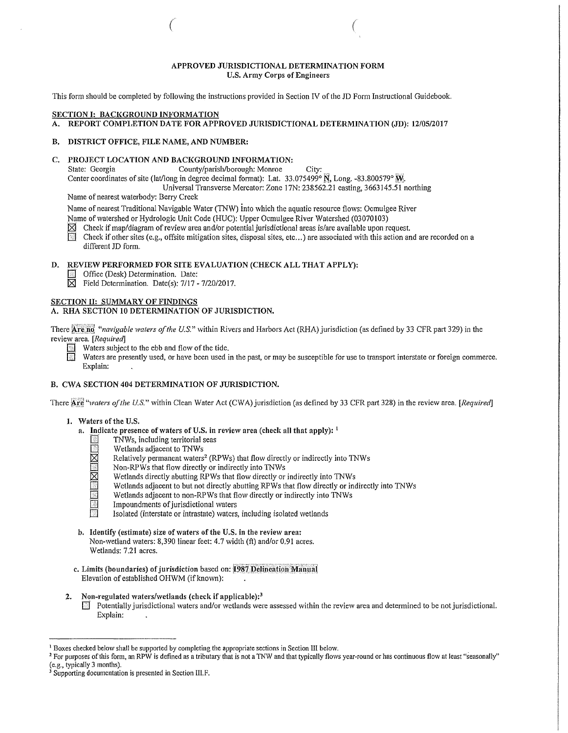**APPROVED JURISDICTIONAL DETERMINATION FORM**
**U.S. Army Corps of Engineers**

This form should be completed by following the instructions provided in Section IV of the JD Form Instructional Guidebook.

## SECTION I: BACKGROUND INFORMATION

**A. REPORT COMPLETION DATE FOR APPROVED JURISDICTIONAL DETERMINATION (JD): 12/05/2017**

**B. DISTRICT OFFICE, FILE NAME, AND NUMBER:**

**C. PROJECT LOCATION AND BACKGROUND INFORMATION:**

State: Georgia County/parish/borough: Monroe City:

Center coordinates of site (lat/long in degree decimal format): Lat. 33.075499° N, Long. -83.800579° W.

Universal Transverse Mercator: Zone 17N: 238562.21 easting, 3663145.51 northing

Name of nearest waterbody: Berry Creek

Name of nearest Traditional Navigable Water (TNW) into which the aquatic resource flows: Ocmulgee River

Name of watershed or Hydrologic Unit Code (HUC): Upper Ocmulgee River Watershed (03070103)

☒ Check if map/diagram of review area and/or potential jurisdictional areas is/are available upon request.

☐ Check if other sites (e.g., offsite mitigation sites, disposal sites, etc...) are associated with this action and are recorded on a different JD form.

**D. REVIEW PERFORMED FOR SITE EVALUATION (CHECK ALL THAT APPLY):**

☐ Office (Desk) Determination. Date:

☒ Field Determination. Date(s): 7/17 - 7/20/2017.

## SECTION II: SUMMARY OF FINDINGS

**A. RHA SECTION 10 DETERMINATION OF JURISDICTION.**

There **Are no** "*navigable waters of the U.S.*" within Rivers and Harbors Act (RHA) jurisdiction (as defined by 33 CFR part 329) in the review area. [*Required*]

☐ Waters subject to the ebb and flow of the tide.

☐ Waters are presently used, or have been used in the past, or may be susceptible for use to transport interstate or foreign commerce. Explain: .

**B. CWA SECTION 404 DETERMINATION OF JURISDICTION.**

There **Are** "*waters of the U.S.*" within Clean Water Act (CWA) jurisdiction (as defined by 33 CFR part 328) in the review area. [*Required*]

**1. Waters of the U.S.**

a. **Indicate presence of waters of U.S. in review area (check all that apply):** [1]

☐ TNWs, including territorial seas

☐ Wetlands adjacent to TNWs

☒ Relatively permanent waters[2] (RPWs) that flow directly or indirectly into TNWs

☐ Non-RPWs that flow directly or indirectly into TNWs

☒ Wetlands directly abutting RPWs that flow directly or indirectly into TNWs

☐ Wetlands adjacent to but not directly abutting RPWs that flow directly or indirectly into TNWs

☐ Wetlands adjacent to non-RPWs that flow directly or indirectly into TNWs

☐ Impoundments of jurisdictional waters

☐ Isolated (interstate or intrastate) waters, including isolated wetlands

b. **Identify (estimate) size of waters of the U.S. in the review area:**

Non-wetland waters: 8,390 linear feet: 4.7 width (ft) and/or 0.91 acres.

Wetlands: 7.21 acres.

c. **Limits (boundaries) of jurisdiction** based on: **1987 Delineation Manual**

Elevation of established OHWM (if known): .

**2. Non-regulated waters/wetlands (check if applicable):**[3]

☐ Potentially jurisdictional waters and/or wetlands were assessed within the review area and determined to be not jurisdictional. Explain: .

---

[1] Boxes checked below shall be supported by completing the appropriate sections in Section III below.

[2] For purposes of this form, an RPW is defined as a tributary that is not a TNW and that typically flows year-round or has continuous flow at least "seasonally" (e.g., typically 3 months).

[3] Supporting documentation is presented in Section III.F.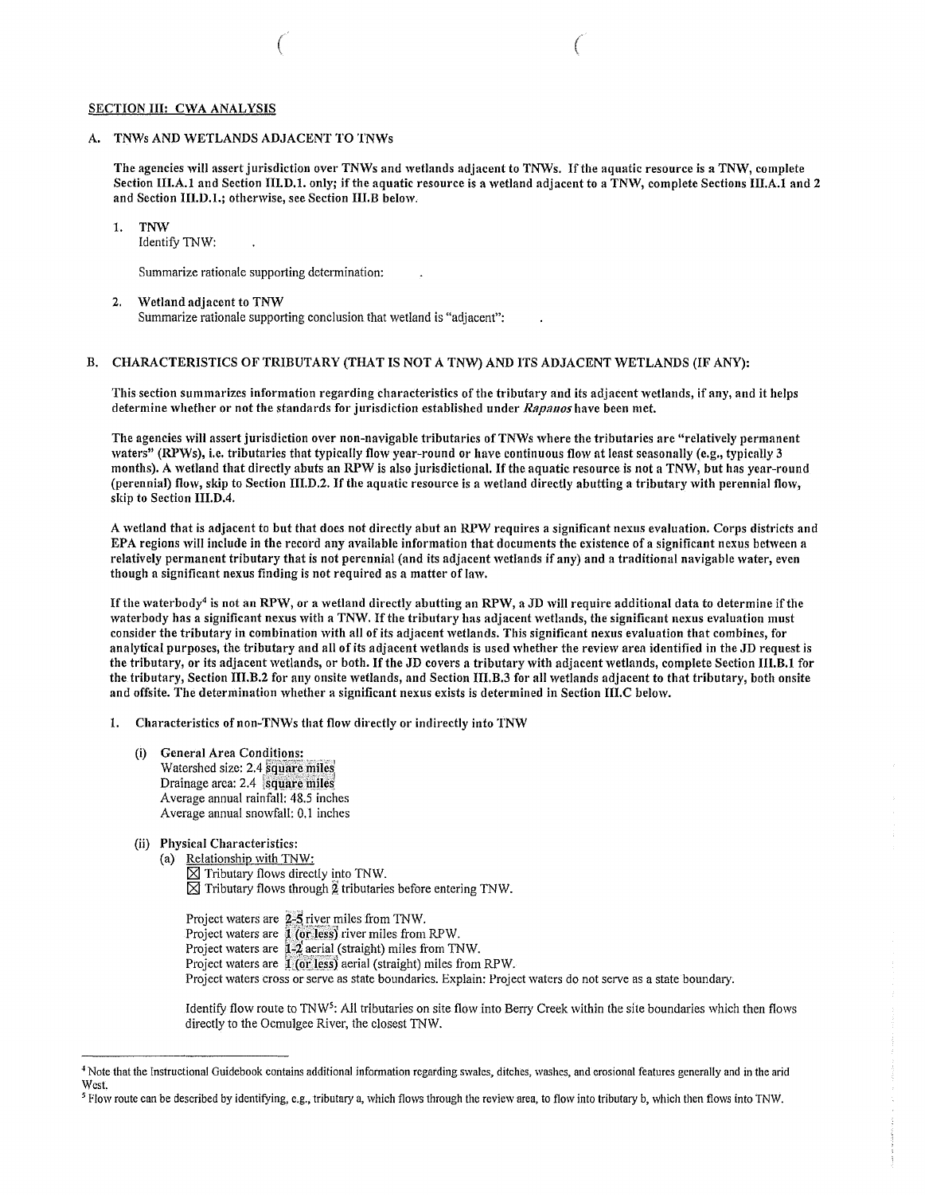### SECTION III: CWA ANALYSIS

#### A. TNWs AND WETLANDS ADJACENT TO TNWs

**The agencies will assert jurisdiction over TNWs and wetlands adjacent to TNWs. If the aquatic resource is a TNW, complete Section III.A.1 and Section III.D.1. only; if the aquatic resource is a wetland adjacent to a TNW, complete Sections III.A.1 and 2 and Section III.D.1.; otherwise, see Section III.B below.**

1. **TNW**
   Identify TNW: .

   Summarize rationale supporting determination: .

2. **Wetland adjacent to TNW**
   Summarize rationale supporting conclusion that wetland is "adjacent": .

#### B. CHARACTERISTICS OF TRIBUTARY (THAT IS NOT A TNW) AND ITS ADJACENT WETLANDS (IF ANY):

**This section summarizes information regarding characteristics of the tributary and its adjacent wetlands, if any, and it helps determine whether or not the standards for jurisdiction established under *Rapanos* have been met.**

**The agencies will assert jurisdiction over non-navigable tributaries of TNWs where the tributaries are "relatively permanent waters" (RPWs), i.e. tributaries that typically flow year-round or have continuous flow at least seasonally (e.g., typically 3 months). A wetland that directly abuts an RPW is also jurisdictional. If the aquatic resource is not a TNW, but has year-round (perennial) flow, skip to Section III.D.2. If the aquatic resource is a wetland directly abutting a tributary with perennial flow, skip to Section III.D.4.**

**A wetland that is adjacent to but that does not directly abut an RPW requires a significant nexus evaluation. Corps districts and EPA regions will include in the record any available information that documents the existence of a significant nexus between a relatively permanent tributary that is not perennial (and its adjacent wetlands if any) and a traditional navigable water, even though a significant nexus finding is not required as a matter of law.**

**If the waterbody[4] is not an RPW, or a wetland directly abutting an RPW, a JD will require additional data to determine if the waterbody has a significant nexus with a TNW. If the tributary has adjacent wetlands, the significant nexus evaluation must consider the tributary in combination with all of its adjacent wetlands. This significant nexus evaluation that combines, for analytical purposes, the tributary and all of its adjacent wetlands is used whether the review area identified in the JD request is the tributary, or its adjacent wetlands, or both. If the JD covers a tributary with adjacent wetlands, complete Section III.B.1 for the tributary, Section III.B.2 for any onsite wetlands, and Section III.B.3 for all wetlands adjacent to that tributary, both onsite and offsite. The determination whether a significant nexus exists is determined in Section III.C below.**

1. **Characteristics of non-TNWs that flow directly or indirectly into TNW**

   (i) **General Area Conditions:**
   Watershed size: 2.4 square miles
   Drainage area: 2.4 square miles
   Average annual rainfall: 48.5 inches
   Average annual snowfall: 0.1 inches

   (ii) **Physical Characteristics:**
   (a) Relationship with TNW:
   ☒ Tributary flows directly into TNW.
   ☒ Tributary flows through 2 tributaries before entering TNW.

   Project waters are 2-5 river miles from TNW.
   Project waters are 1 (or less) river miles from RPW.
   Project waters are 1-2 aerial (straight) miles from TNW.
   Project waters are 1 (or less) aerial (straight) miles from RPW.
   Project waters cross or serve as state boundaries. Explain: Project waters do not serve as a state boundary.

   Identify flow route to TNW[5]: All tributaries on site flow into Berry Creek within the site boundaries which then flows directly to the Ocmulgee River, the closest TNW.

---

[4] Note that the Instructional Guidebook contains additional information regarding swales, ditches, washes, and erosional features generally and in the arid West.

[5] Flow route can be described by identifying, e.g., tributary a, which flows through the review area, to flow into tributary b, which then flows into TNW.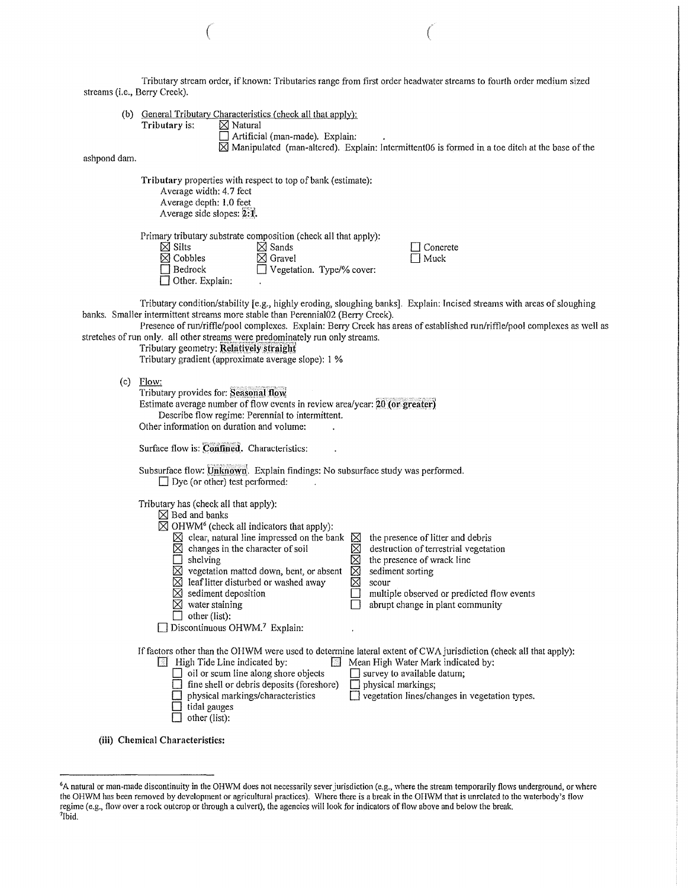Tributary stream order, if known: Tributaries range from first order headwater streams to fourth order medium sized streams (i.e., Berry Creek).

(b) General Tributary Characteristics (check all that apply):

**Tributary** is: ☒ Natural
☐ Artificial (man-made). Explain: .
☒ Manipulated (man-altered). Explain: Intermittent06 is formed in a toe ditch at the base of the ashpond dam.

**Tributary** properties with respect to top of bank (estimate):
Average width: 4.7 feet
Average depth: 1.0 feet
Average side slopes: **2:1**.

Primary tributary substrate composition (check all that apply):

| | | |
|---|---|---|
| ☒ Silts | ☒ Sands | ☐ Concrete |
| ☒ Cobbles | ☒ Gravel | ☐ Muck |
| ☐ Bedrock | ☐ Vegetation. Type/% cover: | |
| ☐ Other. Explain: . | | |

Tributary condition/stability [e.g., highly eroding, sloughing banks]. Explain: Incised streams with areas of sloughing banks. Smaller intermittent streams more stable than Perennial02 (Berry Creek).

Presence of run/riffle/pool complexes. Explain: Berry Creek has areas of established run/riffle/pool complexes as well as stretches of run only. all other streams were predominately run only streams.

Tributary geometry: **Relatively straight**
Tributary gradient (approximate average slope): 1 %

(c) Flow:

Tributary provides for: **Seasonal flow**
Estimate average number of flow events in review area/year: **20 (or greater)**
Describe flow regime: Perennial to intermittent.
Other information on duration and volume: .

Surface flow is: **Confined.** Characteristics: .

Subsurface flow: **Unknown**. Explain findings: No subsurface study was performed.
☐ Dye (or other) test performed: .

Tributary has (check all that apply):
☒ Bed and banks
☒ OHWM[6] (check all indicators that apply):

| | |
|---|---|
| ☒ clear, natural line impressed on the bank | ☒ the presence of litter and debris |
| ☒ changes in the character of soil | ☒ destruction of terrestrial vegetation |
| ☐ shelving | ☒ the presence of wrack line |
| ☒ vegetation matted down, bent, or absent | ☒ sediment sorting |
| ☒ leaf litter disturbed or washed away | ☒ scour |
| ☒ sediment deposition | ☐ multiple observed or predicted flow events |
| ☒ water staining | ☐ abrupt change in plant community |
| ☐ other (list): | |

☐ Discontinuous OHWM.[7] Explain: .

If factors other than the OHWM were used to determine lateral extent of CWA jurisdiction (check all that apply):

| | |
|---|---|
| ☐ High Tide Line indicated by: | ☐ Mean High Water Mark indicated by: |
| ☐ oil or scum line along shore objects | ☐ survey to available datum; |
| ☐ fine shell or debris deposits (foreshore) | ☐ physical markings; |
| ☐ physical markings/characteristics | ☐ vegetation lines/changes in vegetation types. |
| ☐ tidal gauges | |
| ☐ other (list): | |

**(iii) Chemical Characteristics:**

---

[6] A natural or man-made discontinuity in the OHWM does not necessarily sever jurisdiction (e.g., where the stream temporarily flows underground, or where the OHWM has been removed by development or agricultural practices). Where there is a break in the OHWM that is unrelated to the waterbody's flow regime (e.g., flow over a rock outcrop or through a culvert), the agencies will look for indicators of flow above and below the break.
[7] Ibid.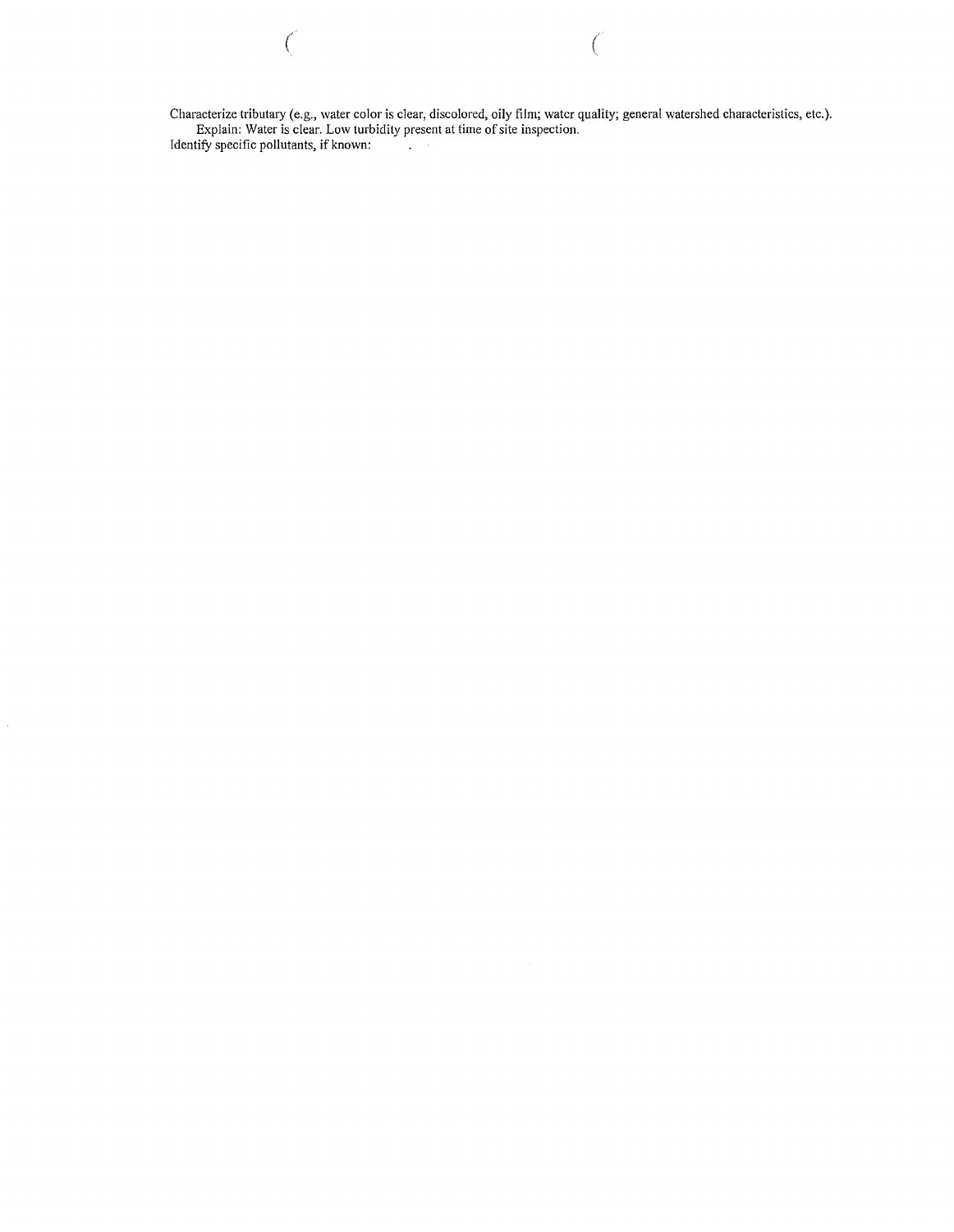Characterize tributary (e.g., water color is clear, discolored, oily film; water quality; general watershed characteristics, etc.).

Explain: Water is clear. Low turbidity present at time of site inspection.

Identify specific pollutants, if known: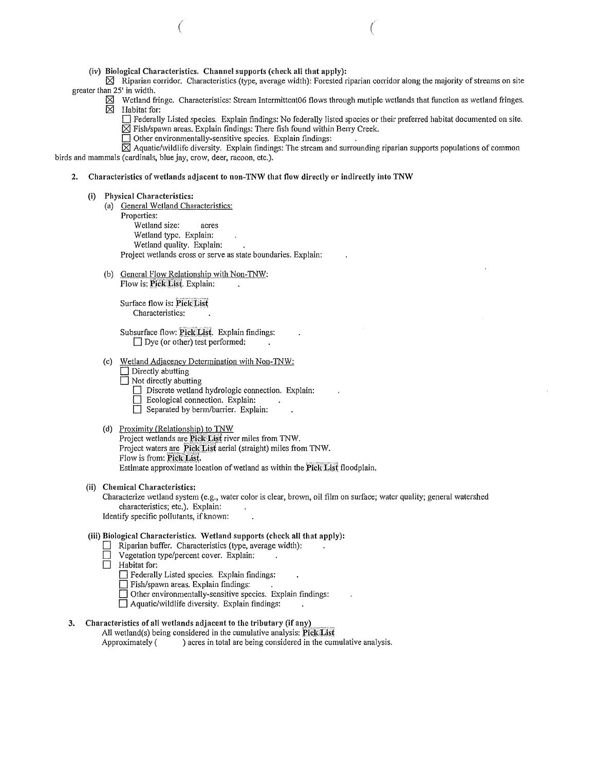**(iv) Biological Characteristics. Channel supports (check all that apply):**

☒ Riparian corridor. Characteristics (type, average width): Forested riparian corridor along the majority of streams on site greater than 25' in width.

☒ Wetland fringe. Characteristics: Stream Intermittent06 flows through mutiple wetlands that function as wetland fringes.

☒ Habitat for:

☐ Federally Listed species. Explain findings: No federally listed species or their preferred habitat documented on site.

☒ Fish/spawn areas. Explain findings: There fish found within Berry Creek.

☐ Other environmentally-sensitive species. Explain findings: .

☒ Aquatic/wildlife diversity. Explain findings: The stream and surrounding riparian supports populations of common birds and mammals (cardinals, blue jay, crow, deer, racoon, etc.).

**2. Characteristics of wetlands adjacent to non-TNW that flow directly or indirectly into TNW**

**(i) Physical Characteristics:**

(a) General Wetland Characteristics:

Properties:

Wetland size: acres

Wetland type. Explain: .

Wetland quality. Explain: .

Project wetlands cross or serve as state boundaries. Explain: .

(b) General Flow Relationship with Non-TNW:

Flow is: **Pick List**. Explain: .

Surface flow is: **Pick List**

Characteristics: .

Subsurface flow: **Pick List**. Explain findings: .

☐ Dye (or other) test performed: .

(c) Wetland Adjacency Determination with Non-TNW:

☐ Directly abutting

☐ Not directly abutting

☐ Discrete wetland hydrologic connection. Explain: .

☐ Ecological connection. Explain: .

☐ Separated by berm/barrier. Explain: .

(d) Proximity (Relationship) to TNW

Project wetlands are **Pick List** river miles from TNW.

Project waters are **Pick List** aerial (straight) miles from TNW.

Flow is from: **Pick List**.

Estimate approximate location of wetland as within the **Pick List** floodplain.

**(ii) Chemical Characteristics:**

Characterize wetland system (e.g., water color is clear, brown, oil film on surface; water quality; general watershed characteristics; etc.). Explain: .

Identify specific pollutants, if known: .

**(iii) Biological Characteristics. Wetland supports (check all that apply):**

☐ Riparian buffer. Characteristics (type, average width): .

☐ Vegetation type/percent cover. Explain: .

☐ Habitat for:

☐ Federally Listed species. Explain findings: .

☐ Fish/spawn areas. Explain findings: .

☐ Other environmentally-sensitive species. Explain findings: .

☐ Aquatic/wildlife diversity. Explain findings: .

**3. Characteristics of all wetlands adjacent to the tributary (if any)**

All wetland(s) being considered in the cumulative analysis: **Pick List**

Approximately ( ) acres in total are being considered in the cumulative analysis.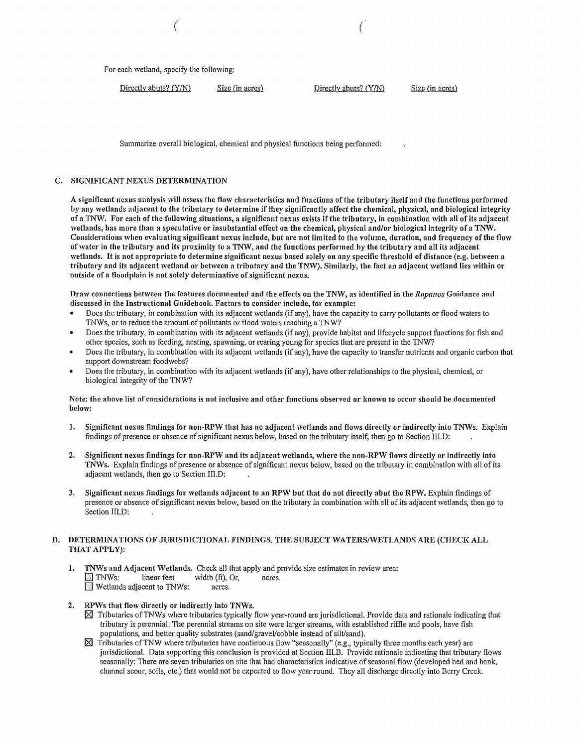For each wetland, specify the following:

| Directly abuts? (Y/N) | Size (in acres) | Directly abuts? (Y/N) | Size (in acres) |
|---|---|---|---|

Summarize overall biological, chemical and physical functions being performed: .

### C. SIGNIFICANT NEXUS DETERMINATION

**A significant nexus analysis will assess the flow characteristics and functions of the tributary itself and the functions performed by any wetlands adjacent to the tributary to determine if they significantly affect the chemical, physical, and biological integrity of a TNW. For each of the following situations, a significant nexus exists if the tributary, in combination with all of its adjacent wetlands, has more than a speculative or insubstantial effect on the chemical, physical and/or biological integrity of a TNW. Considerations when evaluating significant nexus include, but are not limited to the volume, duration, and frequency of the flow of water in the tributary and its proximity to a TNW, and the functions performed by the tributary and all its adjacent wetlands. It is not appropriate to determine significant nexus based solely on any specific threshold of distance (e.g. between a tributary and its adjacent wetland or between a tributary and the TNW). Similarly, the fact an adjacent wetland lies within or outside of a floodplain is not solely determinative of significant nexus.**

**Draw connections between the features documented and the effects on the TNW, as identified in the *Rapanos* Guidance and discussed in the Instructional Guidebook. Factors to consider include, for example:**

- Does the tributary, in combination with its adjacent wetlands (if any), have the capacity to carry pollutants or flood waters to TNWs, or to reduce the amount of pollutants or flood waters reaching a TNW?
- Does the tributary, in combination with its adjacent wetlands (if any), provide habitat and lifecycle support functions for fish and other species, such as feeding, nesting, spawning, or rearing young for species that are present in the TNW?
- Does the tributary, in combination with its adjacent wetlands (if any), have the capacity to transfer nutrients and organic carbon that support downstream foodwebs?
- Does the tributary, in combination with its adjacent wetlands (if any), have other relationships to the physical, chemical, or biological integrity of the TNW?

**Note: the above list of considerations is not inclusive and other functions observed or known to occur should be documented below:**

1. **Significant nexus findings for non-RPW that has no adjacent wetlands and flows directly or indirectly into TNWs.** Explain findings of presence or absence of significant nexus below, based on the tributary itself, then go to Section III.D: .

2. **Significant nexus findings for non-RPW and its adjacent wetlands, where the non-RPW flows directly or indirectly into TNWs.** Explain findings of presence or absence of significant nexus below, based on the tributary in combination with all of its adjacent wetlands, then go to Section III.D: .

3. **Significant nexus findings for wetlands adjacent to an RPW but that do not directly abut the RPW.** Explain findings of presence or absence of significant nexus below, based on the tributary in combination with all of its adjacent wetlands, then go to Section III.D: .

### D. DETERMINATIONS OF JURISDICTIONAL FINDINGS. THE SUBJECT WATERS/WETLANDS ARE (CHECK ALL THAT APPLY):

1. **TNWs and Adjacent Wetlands.** Check all that apply and provide size estimates in review area:
   - ☐ TNWs: linear feet width (ft), Or, acres.
   - ☐ Wetlands adjacent to TNWs: acres.

2. **RPWs that flow directly or indirectly into TNWs.**
   - ☒ Tributaries of TNWs where tributaries typically flow year-round are jurisdictional. Provide data and rationale indicating that tributary is perennial: The perennial streams on site were larger streams, with established riffle and pools, have fish populations, and better quality substrates (sand/gravel/cobble instead of silt/sand).
   - ☒ Tributaries of TNW where tributaries have continuous flow "seasonally" (e.g., typically three months each year) are jurisdictional. Data supporting this conclusion is provided at Section III.B. Provide rationale indicating that tributary flows seasonally: There are seven tributaries on site that had characteristics indicative of seasonal flow (developed bed and bank, channel scour, soils, etc.) that would not be expected to flow year round. They all discharge directly into Berry Creek.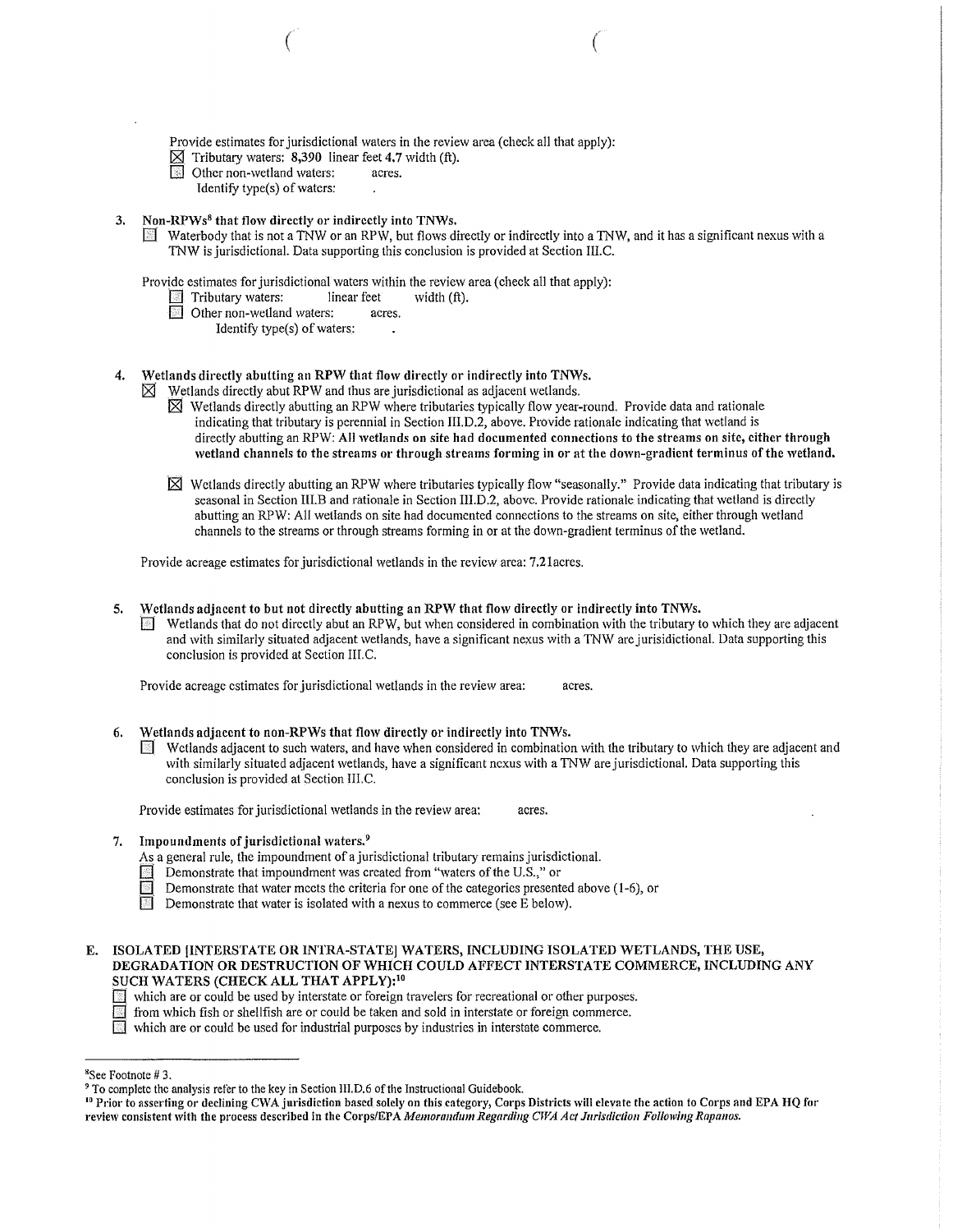Provide estimates for jurisdictional waters in the review area (check all that apply):

☒ Tributary waters: **8,390** linear feet **4.7** width (ft).

☐ Other non-wetland waters: acres.

Identify type(s) of waters: .

3. **Non-RPWs[8] that flow directly or indirectly into TNWs.**

   ☐ Waterbody that is not a TNW or an RPW, but flows directly or indirectly into a TNW, and it has a significant nexus with a TNW is jurisdictional. Data supporting this conclusion is provided at Section III.C.

   Provide estimates for jurisdictional waters within the review area (check all that apply):

   ☐ Tributary waters: linear feet width (ft).

   ☐ Other non-wetland waters: acres.

   Identify type(s) of waters: .

4. **Wetlands directly abutting an RPW that flow directly or indirectly into TNWs.**

   ☒ Wetlands directly abut RPW and thus are jurisdictional as adjacent wetlands.

   ☒ Wetlands directly abutting an RPW where tributaries typically flow year-round. Provide data and rationale indicating that tributary is perennial in Section III.D.2, above. Provide rationale indicating that wetland is directly abutting an RPW: **All wetlands on site had documented connections to the streams on site, either through wetland channels to the streams or through streams forming in or at the down-gradient terminus of the wetland.**

   ☒ Wetlands directly abutting an RPW where tributaries typically flow "seasonally." Provide data indicating that tributary is seasonal in Section III.B and rationale in Section III.D.2, above. Provide rationale indicating that wetland is directly abutting an RPW: All wetlands on site had documented connections to the streams on site, either through wetland channels to the streams or through streams forming in or at the down-gradient terminus of the wetland.

   Provide acreage estimates for jurisdictional wetlands in the review area: **7.21acres.**

5. **Wetlands adjacent to but not directly abutting an RPW that flow directly or indirectly into TNWs.**

   ☐ Wetlands that do not directly abut an RPW, but when considered in combination with the tributary to which they are adjacent and with similarly situated adjacent wetlands, have a significant nexus with a TNW are jurisdictional. Data supporting this conclusion is provided at Section III.C.

   Provide acreage estimates for jurisdictional wetlands in the review area: acres.

6. **Wetlands adjacent to non-RPWs that flow directly or indirectly into TNWs.**

   ☐ Wetlands adjacent to such waters, and have when considered in combination with the tributary to which they are adjacent and with similarly situated adjacent wetlands, have a significant nexus with a TNW are jurisdictional. Data supporting this conclusion is provided at Section III.C.

   Provide estimates for jurisdictional wetlands in the review area: acres.

7. **Impoundments of jurisdictional waters.[9]**

   As a general rule, the impoundment of a jurisdictional tributary remains jurisdictional.

   ☐ Demonstrate that impoundment was created from "waters of the U.S.," or

   ☐ Demonstrate that water meets the criteria for one of the categories presented above (1-6), or

   ☐ Demonstrate that water is isolated with a nexus to commerce (see E below).

**E. ISOLATED [INTERSTATE OR INTRA-STATE] WATERS, INCLUDING ISOLATED WETLANDS, THE USE, DEGRADATION OR DESTRUCTION OF WHICH COULD AFFECT INTERSTATE COMMERCE, INCLUDING ANY SUCH WATERS (CHECK ALL THAT APPLY):[10]**

☐ which are or could be used by interstate or foreign travelers for recreational or other purposes.

☐ from which fish or shellfish are or could be taken and sold in interstate or foreign commerce.

☐ which are or could be used for industrial purposes by industries in interstate commerce.

---

[8] See Footnote # 3.

[9] To complete the analysis refer to the key in Section III.D.6 of the Instructional Guidebook.

[10] **Prior to asserting or declining CWA jurisdiction based solely on this category, Corps Districts will elevate the action to Corps and EPA HQ for review consistent with the process described in the Corps/EPA *Memorandum Regarding CWA Act Jurisdiction Following Rapanos.***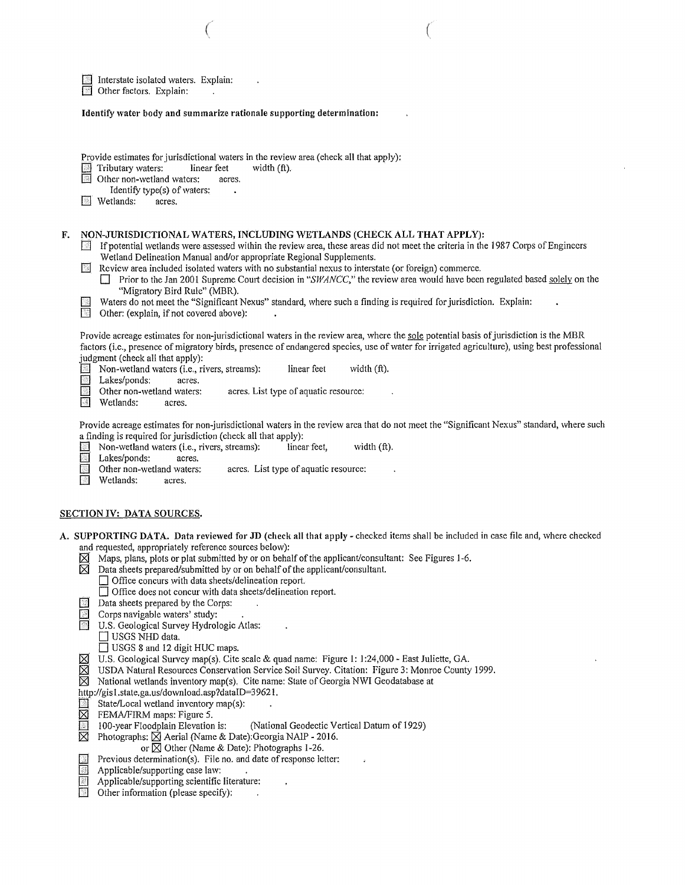☐ Interstate isolated waters. Explain: .
☐ Other factors. Explain: .

**Identify water body and summarize rationale supporting determination:** .

Provide estimates for jurisdictional waters in the review area (check all that apply):
☐ Tributary waters: linear feet width (ft).
☐ Other non-wetland waters: acres.
Identify type(s) of waters: .
☐ Wetlands: acres.

## F. NON-JURISDICTIONAL WATERS, INCLUDING WETLANDS (CHECK ALL THAT APPLY):

☐ If potential wetlands were assessed within the review area, these areas did not meet the criteria in the 1987 Corps of Engineers Wetland Delineation Manual and/or appropriate Regional Supplements.
☐ Review area included isolated waters with no substantial nexus to interstate (or foreign) commerce.
 ☐ Prior to the Jan 2001 Supreme Court decision in "*SWANCC*," the review area would have been regulated based solely on the "Migratory Bird Rule" (MBR).
☐ Waters do not meet the "Significant Nexus" standard, where such a finding is required for jurisdiction. Explain: .
☐ Other: (explain, if not covered above): .

Provide acreage estimates for non-jurisdictional waters in the review area, where the sole potential basis of jurisdiction is the MBR factors (i.e., presence of migratory birds, presence of endangered species, use of water for irrigated agriculture), using best professional judgment (check all that apply):
☐ Non-wetland waters (i.e., rivers, streams): linear feet width (ft).
☐ Lakes/ponds: acres.
☐ Other non-wetland waters: acres. List type of aquatic resource: .
☐ Wetlands: acres.

Provide acreage estimates for non-jurisdictional waters in the review area that do not meet the "Significant Nexus" standard, where such a finding is required for jurisdiction (check all that apply):
☐ Non-wetland waters (i.e., rivers, streams): linear feet, width (ft).
☐ Lakes/ponds: acres.
☐ Other non-wetland waters: acres. List type of aquatic resource: .
☐ Wetlands: acres.

## SECTION IV: DATA SOURCES.

**A. SUPPORTING DATA. Data reviewed for JD (check all that apply** - checked items shall be included in case file and, where checked and requested, appropriately reference sources below):

☒ Maps, plans, plots or plat submitted by or on behalf of the applicant/consultant: See Figures 1-6.
☒ Data sheets prepared/submitted by or on behalf of the applicant/consultant.
 ☐ Office concurs with data sheets/delineation report.
 ☐ Office does not concur with data sheets/delineation report.
☐ Data sheets prepared by the Corps: .
☐ Corps navigable waters' study: .
☐ U.S. Geological Survey Hydrologic Atlas: .
 ☐ USGS NHD data.
 ☐ USGS 8 and 12 digit HUC maps.
☒ U.S. Geological Survey map(s). Cite scale & quad name: Figure 1: 1:24,000 - East Juliette, GA.
☒ USDA Natural Resources Conservation Service Soil Survey. Citation: Figure 3: Monroe County 1999.
☒ National wetlands inventory map(s). Cite name: State of Georgia NWI Geodatabase at http://gis1.state.ga.us/download.asp?dataID=39621.
☐ State/Local wetland inventory map(s): .
☒ FEMA/FIRM maps: Figure 5.
☐ 100-year Floodplain Elevation is: (National Geodectic Vertical Datum of 1929)
☒ Photographs: ☒ Aerial (Name & Date):Georgia NAIP - 2016.
 or ☒ Other (Name & Date): Photographs 1-26.
☐ Previous determination(s). File no. and date of response letter: .
☐ Applicable/supporting case law: .
☐ Applicable/supporting scientific literature: .
☐ Other information (please specify): .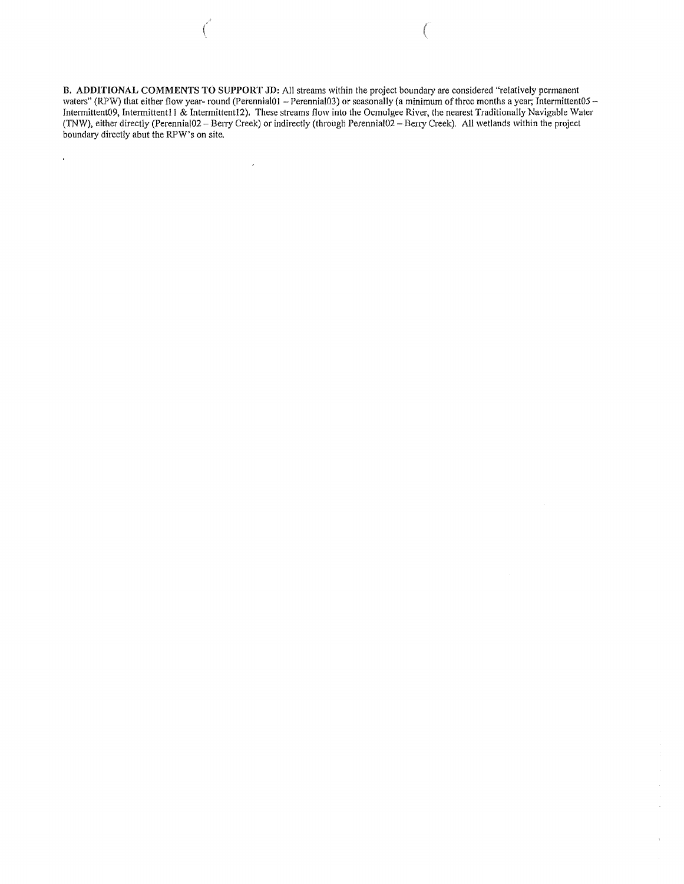**B. ADDITIONAL COMMENTS TO SUPPORT JD:** All streams within the project boundary are considered "relatively permanent waters" (RPW) that either flow year- round (Perennial01 – Perennial03) or seasonally (a minimum of three months a year; Intermittent05 – Intermittent09, Intermittent11 & Intermittent12). These streams flow into the Ocmulgee River, the nearest Traditionally Navigable Water (TNW), either directly (Perennial02 – Berry Creek) or indirectly (through Perennial02 – Berry Creek). All wetlands within the project boundary directly abut the RPW's on site.